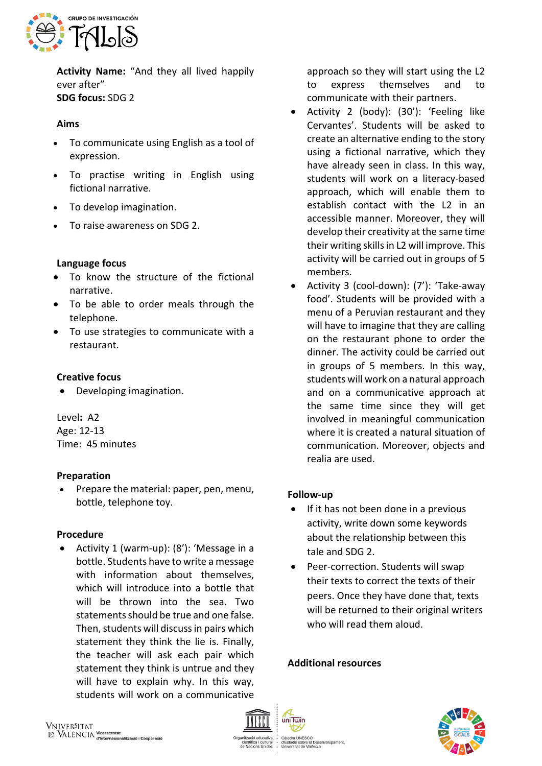**Activity Name:** "And they all lived happily ever after"
**SDG focus:** SDG 2

### Aims

- To communicate using English as a tool of expression.
- To practise writing in English using fictional narrative.
- To develop imagination.
- To raise awareness on SDG 2.

### Language focus

- To know the structure of the fictional narrative.
- To be able to order meals through the telephone.
- To use strategies to communicate with a restaurant.

### Creative focus

- Developing imagination.

Level**:** A2
Age: 12-13
Time: 45 minutes

### Preparation

- Prepare the material: paper, pen, menu, bottle, telephone toy.

### Procedure

- Activity 1 (warm-up): (8'): 'Message in a bottle. Students have to write a message with information about themselves, which will introduce into a bottle that will be thrown into the sea. Two statements should be true and one false. Then, students will discuss in pairs which statement they think the lie is. Finally, the teacher will ask each pair which statement they think is untrue and they will have to explain why. In this way, students will work on a communicative approach so they will start using the L2 to express themselves and to communicate with their partners.
- Activity 2 (body): (30'): 'Feeling like Cervantes'. Students will be asked to create an alternative ending to the story using a fictional narrative, which they have already seen in class. In this way, students will work on a literacy-based approach, which will enable them to establish contact with the L2 in an accessible manner. Moreover, they will develop their creativity at the same time their writing skills in L2 will improve. This activity will be carried out in groups of 5 members.
- Activity 3 (cool-down): (7'): 'Take-away food'. Students will be provided with a menu of a Peruvian restaurant and they will have to imagine that they are calling on the restaurant phone to order the dinner. The activity could be carried out in groups of 5 members. In this way, students will work on a natural approach and on a communicative approach at the same time since they will get involved in meaningful communication where it is created a natural situation of communication. Moreover, objects and realia are used.

### Follow-up

- If it has not been done in a previous activity, write down some keywords about the relationship between this tale and SDG 2.
- Peer-correction. Students will swap their texts to correct the texts of their peers. Once they have done that, texts will be returned to their original writers who will read them aloud.

### Additional resources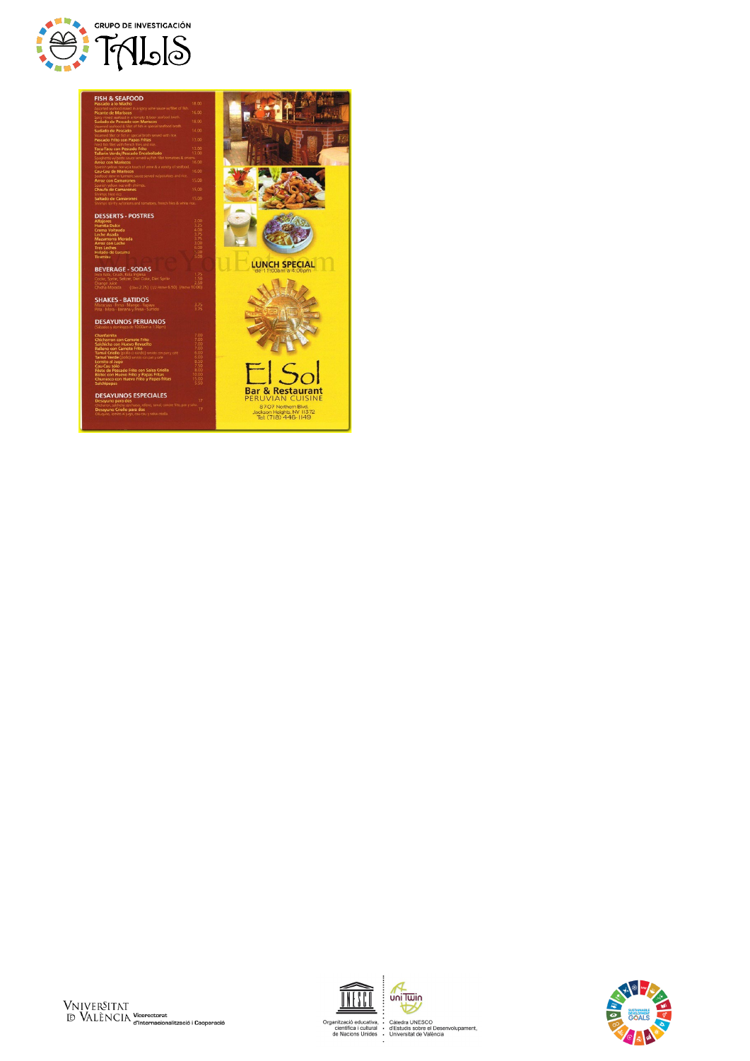## FISH & SEAFOOD

- **Pescado a lo Macho** — 18.00
  Assorted seafood mixed in a spicy wine sauce w/filet of fish.
- **Picante de Mariscos** — 16.00
  Spicy mixed seafood in a tomato & beer seafood broth.
- **Sudado de Pescado con Mariscos** — 18.00
  Steamed seafood & filet of fish in special seafood broth.
- **Sudado de Pescado** — 14.00
  Steamed filet of fish in special broth served with rice.
- **Pescado Frito con Papas Fritas** — 13.00
  Fried fish filet with french fries and rice.
- **Tacu-Tacu con Pescado Frito** — 13.00
- **Tallarin Verde/Pescado Encebollado** — 17.00
  Spaghetti w/pesto sauce served w/fish filet tomatoes & onions.
- **Arroz con Mariscos** — 16.00
  Spanish yellow rice w/a touch of wine & a variety of seafood.
- **Cau-Cau de Mariscos** — 16.00
  Seafood stew in tomato sauce served w/potatoes and rice.
- **Arroz con Camarones** — 15.00
  Spanish yellow rice with shrimps.
- **Chaufa de Camarones** — 15.00
  Shrimp fried rice.
- **Saltado de Camarones** — 15.00
  Shrimps stir fry w/onions and tomatoes, french fries & white rice.

## DESSERTS - POSTRES

- **Alfajores** — 2.00
- **Humita Dulce** — 3.25
- **Crema Volteada** — 4.00
- **Leche Asada** — 3.75
- **Mazamorra Morada** — 3.75
- **Arroz con Leche** — 3.00
- **Tres Leches** — 6.00
- **Helado de Lucuma** — 5.00
- **Tiramisu** — 5.00

## BEVERAGE - SODAS

- Inca Kola, Crush, Kola Inglesa — 1.75
- Coke, Sprite, Seltzer, Diet Coke, Diet Sprite — 1.50
- Orange Juice — 2.50
- Chicha Morada (Glass 2.25) (1/2 Pitcher 6.50) (Pitcher 10.00)

## SHAKES - BATIDOS

- Maracuya - Fresa - Mango - Papaya — 3.75
- Piña - Mora - Banana y Fresa - Surtido — 3.75

## DESAYUNOS PERUANOS

(Sábados y domingos de 10:00am a 1:30pm)

- **Chanfainita** — 7.00
- **Chicharron con Camote Frito** — 7.00
- **Salchicha con Huevo Revuelto** — 7.00
- **Relleno con Camote Frito** — 7.00
- **Tamal Criollo** (pollo o cerdo) servido con pan y café — 6.00
- **Tamal Verde** (pollo) servido con pan y café — 6.00
- **Lomito al Jugo** — 8.00
- **Cau-Cau solo** — 7.50
- **Filete de Pescado Frito con Salsa Criolla** — 8.00
- **Bistec con Huevo Frito y Papas Fritas** — 10.00
- **Churrasco con Huevo Frito y Papas Fritas** — 15.00
- **Salchipapas** — 5.50

## DESAYUNOS ESPECIALES

- **Desayuno para dos** — 17
- **Desayuno Criollo para dos** — 17

**LUNCH SPECIAL**
de 11:00am a 4:00pm

# El Sol

**Bar & Restaurant**
PERUVIAN CUISINE

8707 Northern Blvd.
Jackson Heights, NY 11372
Tel: (718) 446-1149